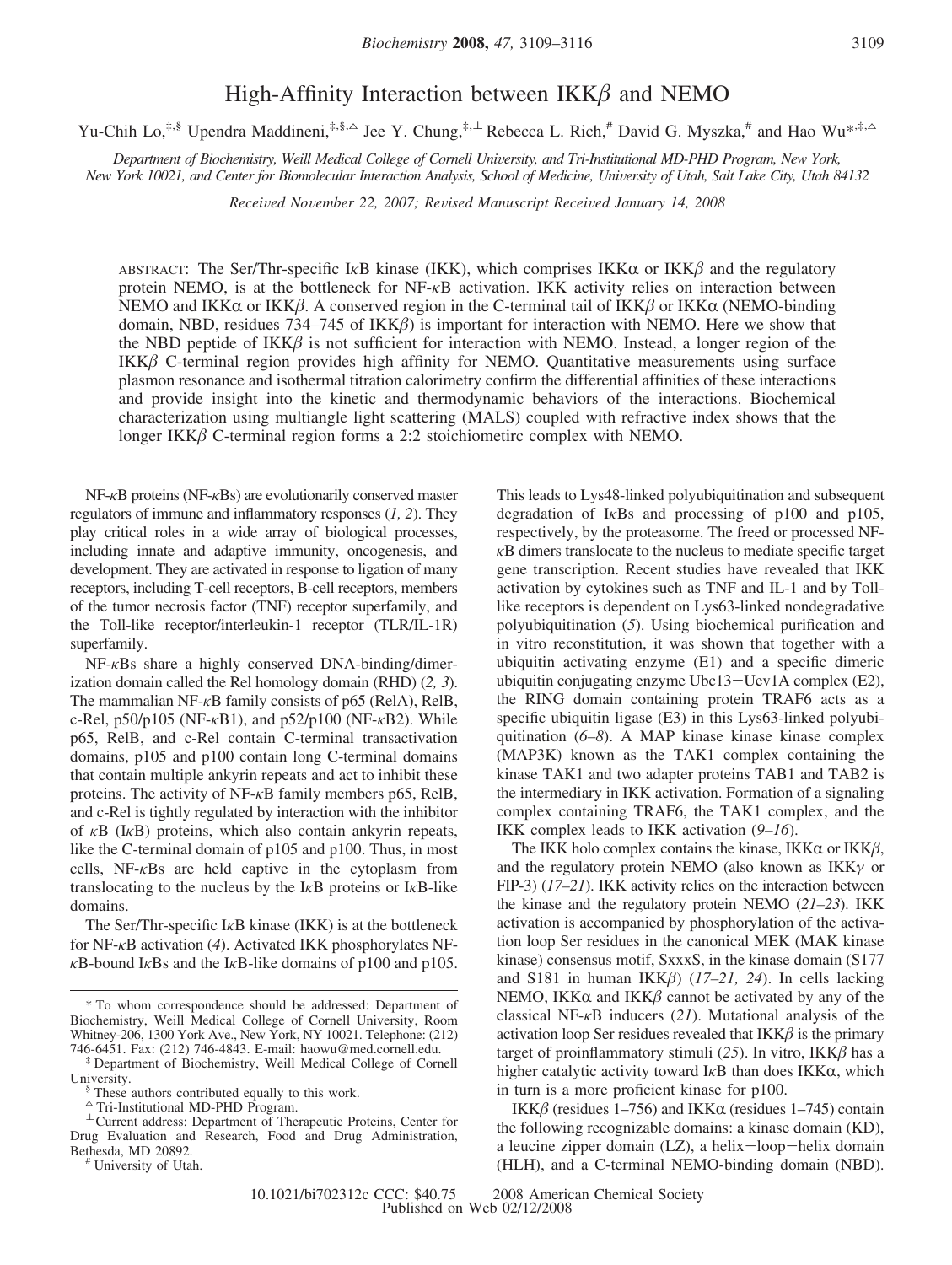# High-Affinity Interaction between IKKβ and NEMO

Yu-Chih Lo,[‡,§] Upendra Maddineni,[‡,§,△] Jee Y. Chung,[‡,⊥] Rebecca L. Rich,[#] David G. Myszka,[#] and Hao Wu*[,‡,△]

*Department of Biochemistry, Weill Medical College of Cornell University, and Tri-Institutional MD-PHD Program, New York, New York 10021, and Center for Biomolecular Interaction Analysis, School of Medicine, University of Utah, Salt Lake City, Utah 84132*

*Received November 22, 2007; Revised Manuscript Received January 14, 2008*

ABSTRACT: The Ser/Thr-specific IκB kinase (IKK), which comprises IKKα or IKKβ and the regulatory protein NEMO, is at the bottleneck for NF-κB activation. IKK activity relies on interaction between NEMO and IKKα or IKKβ. A conserved region in the C-terminal tail of IKKβ or IKKα (NEMO-binding domain, NBD, residues 734–745 of IKKβ) is important for interaction with NEMO. Here we show that the NBD peptide of IKKβ is not sufficient for interaction with NEMO. Instead, a longer region of the IKKβ C-terminal region provides high affinity for NEMO. Quantitative measurements using surface plasmon resonance and isothermal titration calorimetry confirm the differential affinities of these interactions and provide insight into the kinetic and thermodynamic behaviors of the interactions. Biochemical characterization using multiangle light scattering (MALS) coupled with refractive index shows that the longer IKKβ C-terminal region forms a 2:2 stoichiometirc complex with NEMO.

NF-κB proteins (NF-κBs) are evolutionarily conserved master regulators of immune and inflammatory responses (*1, 2*). They play critical roles in a wide array of biological processes, including innate and adaptive immunity, oncogenesis, and development. They are activated in response to ligation of many receptors, including T-cell receptors, B-cell receptors, members of the tumor necrosis factor (TNF) receptor superfamily, and the Toll-like receptor/interleukin-1 receptor (TLR/IL-1R) superfamily.

NF-κBs share a highly conserved DNA-binding/dimerization domain called the Rel homology domain (RHD) (*2, 3*). The mammalian NF-κB family consists of p65 (RelA), RelB, c-Rel, p50/p105 (NF-κB1), and p52/p100 (NF-κB2). While p65, RelB, and c-Rel contain C-terminal transactivation domains, p105 and p100 contain long C-terminal domains that contain multiple ankyrin repeats and act to inhibit these proteins. The activity of NF-κB family members p65, RelB, and c-Rel is tightly regulated by interaction with the inhibitor of κB (IκB) proteins, which also contain ankyrin repeats, like the C-terminal domain of p105 and p100. Thus, in most cells, NF-κBs are held captive in the cytoplasm from translocating to the nucleus by the IκB proteins or IκB-like domains.

The Ser/Thr-specific IκB kinase (IKK) is at the bottleneck for NF-κB activation (*4*). Activated IKK phosphorylates NF-κB-bound IκBs and the IκB-like domains of p100 and p105. This leads to Lys48-linked polyubiquitination and subsequent degradation of IκBs and processing of p100 and p105, respectively, by the proteasome. The freed or processed NF-κB dimers translocate to the nucleus to mediate specific target gene transcription. Recent studies have revealed that IKK activation by cytokines such as TNF and IL-1 and by Toll-like receptors is dependent on Lys63-linked nondegradative polyubiquitination (*5*). Using biochemical purification and in vitro reconstitution, it was shown that together with a ubiquitin activating enzyme (E1) and a specific dimeric ubiquitin conjugating enzyme Ubc13−Uev1A complex (E2), the RING domain containing protein TRAF6 acts as a specific ubiquitin ligase (E3) in this Lys63-linked polyubiquitination (*6–8*). A MAP kinase kinase kinase complex (MAP3K) known as the TAK1 complex containing the kinase TAK1 and two adapter proteins TAB1 and TAB2 is the intermediary in IKK activation. Formation of a signaling complex containing TRAF6, the TAK1 complex, and the IKK complex leads to IKK activation (*9–16*).

The IKK holo complex contains the kinase, IKKα or IKKβ, and the regulatory protein NEMO (also known as IKKγ or FIP-3) (*17–21*). IKK activity relies on the interaction between the kinase and the regulatory protein NEMO (*21–23*). IKK activation is accompanied by phosphorylation of the activation loop Ser residues in the canonical MEK (MAK kinase kinase) consensus motif, SxxxS, in the kinase domain (S177 and S181 in human IKKβ) (*17–21, 24*). In cells lacking NEMO, IKKα and IKKβ cannot be activated by any of the classical NF-κB inducers (*21*). Mutational analysis of the activation loop Ser residues revealed that IKKβ is the primary target of proinflammatory stimuli (*25*). In vitro, IKKβ has a higher catalytic activity toward IκB than does IKKα, which in turn is a more proficient kinase for p100.

IKKβ (residues 1–756) and IKKα (residues 1–745) contain the following recognizable domains: a kinase domain (KD), a leucine zipper domain (LZ), a helix−loop−helix domain (HLH), and a C-terminal NEMO-binding domain (NBD).

---

\* To whom correspondence should be addressed: Department of Biochemistry, Weill Medical College of Cornell University, Room Whitney-206, 1300 York Ave., New York, NY 10021. Telephone: (212) 746-6451. Fax: (212) 746-4843. E-mail: haowu@med.cornell.edu.

‡ Department of Biochemistry, Weill Medical College of Cornell University.

§ These authors contributed equally to this work.

△ Tri-Institutional MD-PHD Program.

⊥ Current address: Department of Therapeutic Proteins, Center for Drug Evaluation and Research, Food and Drug Administration, Bethesda, MD 20892.

\# University of Utah.

10.1021/bi702312c CCC: $40.75 © 2008 American Chemical Society
Published on Web 02/12/2008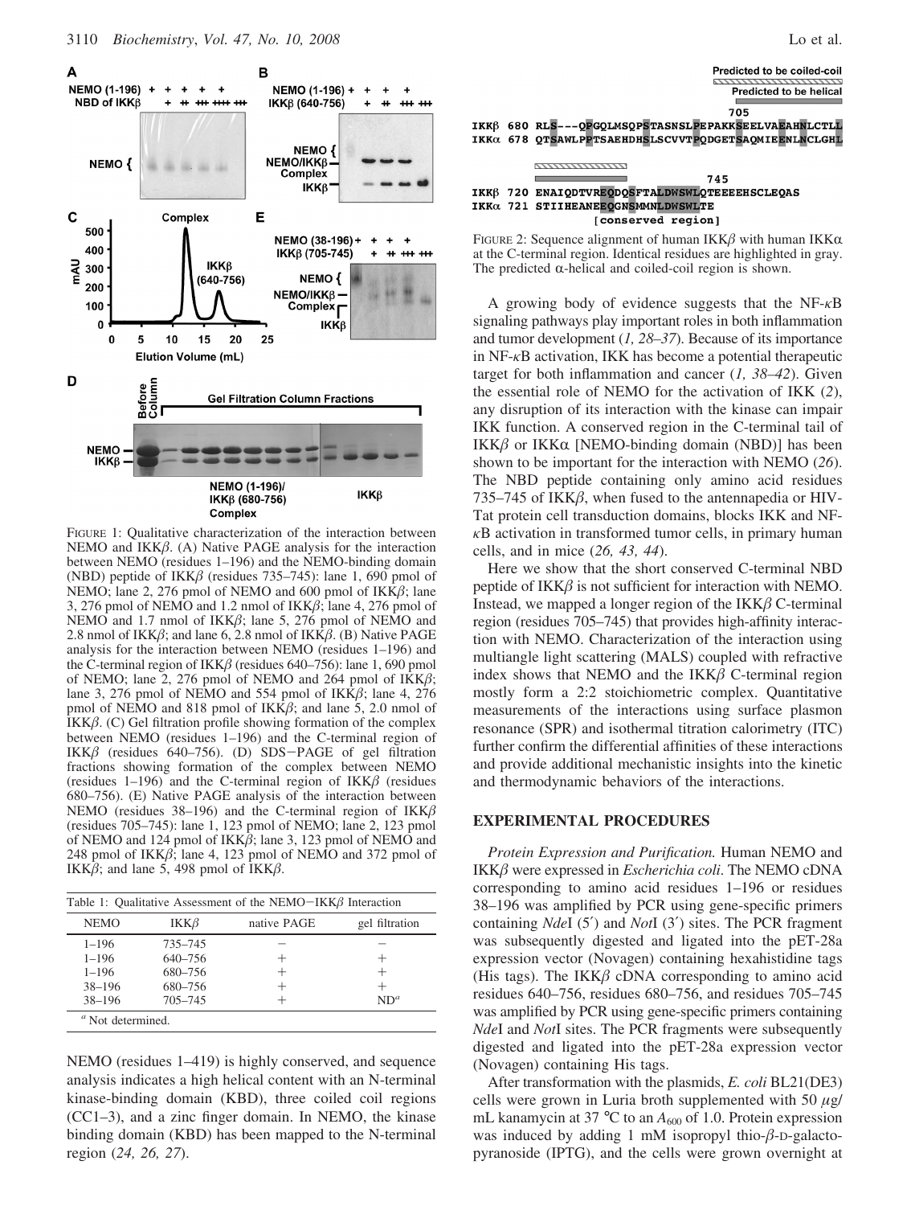FIGURE 1: Qualitative characterization of the interaction between NEMO and IKKβ. (A) Native PAGE analysis for the interaction between NEMO (residues 1–196) and the NEMO-binding domain (NBD) peptide of IKKβ (residues 735–745): lane 1, 690 pmol of NEMO; lane 2, 276 pmol of NEMO and 600 pmol of IKKβ; lane 3, 276 pmol of NEMO and 1.2 nmol of IKKβ; lane 4, 276 pmol of NEMO and 1.7 nmol of IKKβ; lane 5, 276 pmol of NEMO and 2.8 nmol of IKKβ; and lane 6, 2.8 nmol of IKKβ. (B) Native PAGE analysis for the interaction between NEMO (residues 1–196) and the C-terminal region of IKKβ (residues 640–756): lane 1, 690 pmol of NEMO; lane 2, 276 pmol of NEMO and 264 pmol of IKKβ; lane 3, 276 pmol of NEMO and 554 pmol of IKKβ; lane 4, 276 pmol of NEMO and 818 pmol of IKKβ; and lane 5, 2.0 nmol of IKKβ. (C) Gel filtration profile showing formation of the complex between NEMO (residues 1–196) and the C-terminal region of IKKβ (residues 640–756). (D) SDS–PAGE of gel filtration fractions showing formation of the complex between NEMO (residues 1–196) and the C-terminal region of IKKβ (residues 680–756). (E) Native PAGE analysis of the interaction between NEMO (residues 38–196) and the C-terminal region of IKKβ (residues 705–745): lane 1, 123 pmol of NEMO; lane 2, 123 pmol of NEMO and 124 pmol of IKKβ; lane 3, 123 pmol of NEMO and 248 pmol of IKKβ; lane 4, 123 pmol of NEMO and 372 pmol of IKKβ; and lane 5, 498 pmol of IKKβ.

Table 1: Qualitative Assessment of the NEMO–IKKβ Interaction

| NEMO | IKKβ | native PAGE | gel filtration |
|---|---|---|---|
| 1–196 | 735–745 | − | − |
| 1–196 | 640–756 | + | + |
| 1–196 | 680–756 | + | + |
| 38–196 | 680–756 | + | + |
| 38–196 | 705–745 | + | ND[a] |

[a] Not determined.

NEMO (residues 1–419) is highly conserved, and sequence analysis indicates a high helical content with an N-terminal kinase-binding domain (KBD), three coiled coil regions (CC1–3), and a zinc finger domain. In NEMO, the kinase binding domain (KBD) has been mapped to the N-terminal region (*24, 26, 27*).

FIGURE 2: Sequence alignment of human IKKβ with human IKKα at the C-terminal region. Identical residues are highlighted in gray. The predicted α-helical and coiled-coil region is shown.

A growing body of evidence suggests that the NF-κB signaling pathways play important roles in both inflammation and tumor development (*1, 28–37*). Because of its importance in NF-κB activation, IKK has become a potential therapeutic target for both inflammation and cancer (*1, 38–42*). Given the essential role of NEMO for the activation of IKK (*2*), any disruption of its interaction with the kinase can impair IKK function. A conserved region in the C-terminal tail of IKKβ or IKKα [NEMO-binding domain (NBD)] has been shown to be important for the interaction with NEMO (*26*). The NBD peptide containing only amino acid residues 735–745 of IKKβ, when fused to the antennapedia or HIV-Tat protein cell transduction domains, blocks IKK and NF-κB activation in transformed tumor cells, in primary human cells, and in mice (*26, 43, 44*).

Here we show that the short conserved C-terminal NBD peptide of IKKβ is not sufficient for interaction with NEMO. Instead, we mapped a longer region of the IKKβ C-terminal region (residues 705–745) that provides high-affinity interaction with NEMO. Characterization of the interaction using multiangle light scattering (MALS) coupled with refractive index shows that NEMO and the IKKβ C-terminal region mostly form a 2:2 stoichiometric complex. Quantitative measurements of the interactions using surface plasmon resonance (SPR) and isothermal titration calorimetry (ITC) further confirm the differential affinities of these interactions and provide additional mechanistic insights into the kinetic and thermodynamic behaviors of the interactions.

## EXPERIMENTAL PROCEDURES

*Protein Expression and Purification.* Human NEMO and IKKβ were expressed in *Escherichia coli*. The NEMO cDNA corresponding to amino acid residues 1–196 or residues 38–196 was amplified by PCR using gene-specific primers containing *Nde*I (5′) and *Not*I (3′) sites. The PCR fragment was subsequently digested and ligated into the pET-28a expression vector (Novagen) containing hexahistidine tags (His tags). The IKKβ cDNA corresponding to amino acid residues 640–756, residues 680–756, and residues 705–745 was amplified by PCR using gene-specific primers containing *Nde*I and *Not*I sites. The PCR fragments were subsequently digested and ligated into the pET-28a expression vector (Novagen) containing His tags.

After transformation with the plasmids, *E. coli* BL21(DE3) cells were grown in Luria broth supplemented with 50 μg/mL kanamycin at 37 °C to an $A_{600}$ of 1.0. Protein expression was induced by adding 1 mM isopropyl thio-β-D-galactopyranoside (IPTG), and the cells were grown overnight at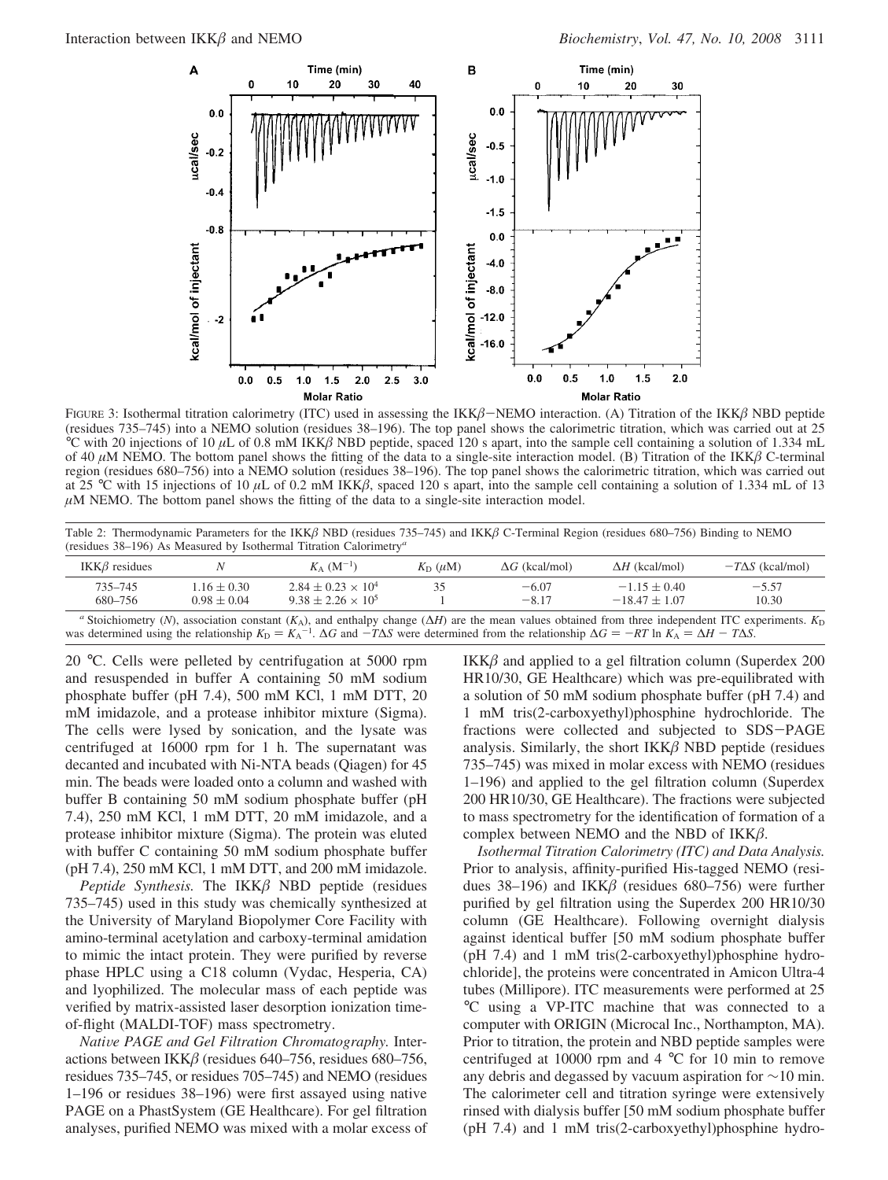FIGURE 3: Isothermal titration calorimetry (ITC) used in assessing the IKKβ–NEMO interaction. (A) Titration of the IKKβ NBD peptide (residues 735–745) into a NEMO solution (residues 38–196). The top panel shows the calorimetric titration, which was carried out at 25 °C with 20 injections of 10 μL of 0.8 mM IKKβ NBD peptide, spaced 120 s apart, into the sample cell containing a solution of 1.334 mL of 40 μM NEMO. The bottom panel shows the fitting of the data to a single-site interaction model. (B) Titration of the IKKβ C-terminal region (residues 680–756) into a NEMO solution (residues 38–196). The top panel shows the calorimetric titration, which was carried out at 25 °C with 15 injections of 10 μL of 0.2 mM IKKβ, spaced 120 s apart, into the sample cell containing a solution of 1.334 mL of 13 μM NEMO. The bottom panel shows the fitting of the data to a single-site interaction model.

Table 2: Thermodynamic Parameters for the IKKβ NBD (residues 735–745) and IKKβ C-Terminal Region (residues 680–756) Binding to NEMO (residues 38–196) As Measured by Isothermal Titration Calorimetry[a]

| IKKβ residues | $N$ | $K_A$ ($M^{-1}$) | $K_D$ (μM) | $\Delta G$ (kcal/mol) | $\Delta H$ (kcal/mol) | $-T\Delta S$ (kcal/mol) |
|---|---|---|---|---|---|---|
| 735–745 | $1.16 \pm 0.30$ | $2.84 \pm 0.23 \times 10^4$ | 35 | −6.07 | $-1.15 \pm 0.40$ | −5.57 |
| 680–756 | $0.98 \pm 0.04$ | $9.38 \pm 2.26 \times 10^5$ | 1 | −8.17 | $-18.47 \pm 1.07$ | 10.30 |

[a] Stoichiometry ($N$), association constant ($K_A$), and enthalpy change ($\Delta H$) are the mean values obtained from three independent ITC experiments. $K_D$ was determined using the relationship $K_D = K_A^{-1}$. $\Delta G$ and $-T\Delta S$ were determined from the relationship $\Delta G = -RT \ln K_A = \Delta H - T\Delta S$.

20 °C. Cells were pelleted by centrifugation at 5000 rpm and resuspended in buffer A containing 50 mM sodium phosphate buffer (pH 7.4), 500 mM KCl, 1 mM DTT, 20 mM imidazole, and a protease inhibitor mixture (Sigma). The cells were lysed by sonication, and the lysate was centrifuged at 16000 rpm for 1 h. The supernatant was decanted and incubated with Ni-NTA beads (Qiagen) for 45 min. The beads were loaded onto a column and washed with buffer B containing 50 mM sodium phosphate buffer (pH 7.4), 250 mM KCl, 1 mM DTT, 20 mM imidazole, and a protease inhibitor mixture (Sigma). The protein was eluted with buffer C containing 50 mM sodium phosphate buffer (pH 7.4), 250 mM KCl, 1 mM DTT, and 200 mM imidazole.

*Peptide Synthesis.* The IKKβ NBD peptide (residues 735–745) used in this study was chemically synthesized at the University of Maryland Biopolymer Core Facility with amino-terminal acetylation and carboxy-terminal amidation to mimic the intact protein. They were purified by reverse phase HPLC using a C18 column (Vydac, Hesperia, CA) and lyophilized. The molecular mass of each peptide was verified by matrix-assisted laser desorption ionization time-of-flight (MALDI-TOF) mass spectrometry.

*Native PAGE and Gel Filtration Chromatography.* Interactions between IKKβ (residues 640–756, residues 680–756, residues 735–745, or residues 705–745) and NEMO (residues 1–196 or residues 38–196) were first assayed using native PAGE on a PhastSystem (GE Healthcare). For gel filtration analyses, purified NEMO was mixed with a molar excess of IKKβ and applied to a gel filtration column (Superdex 200 HR10/30, GE Healthcare) which was pre-equilibrated with a solution of 50 mM sodium phosphate buffer (pH 7.4) and 1 mM tris(2-carboxyethyl)phosphine hydrochloride. The fractions were collected and subjected to SDS–PAGE analysis. Similarly, the short IKKβ NBD peptide (residues 735–745) was mixed in molar excess with NEMO (residues 1–196) and applied to the gel filtration column (Superdex 200 HR10/30, GE Healthcare). The fractions were subjected to mass spectrometry for the identification of formation of a complex between NEMO and the NBD of IKKβ.

*Isothermal Titration Calorimetry (ITC) and Data Analysis.* Prior to analysis, affinity-purified His-tagged NEMO (residues 38–196) and IKKβ (residues 680–756) were further purified by gel filtration using the Superdex 200 HR10/30 column (GE Healthcare). Following overnight dialysis against identical buffer [50 mM sodium phosphate buffer (pH 7.4) and 1 mM tris(2-carboxyethyl)phosphine hydrochloride], the proteins were concentrated in Amicon Ultra-4 tubes (Millipore). ITC measurements were performed at 25 °C using a VP-ITC machine that was connected to a computer with ORIGIN (Microcal Inc., Northampton, MA). Prior to titration, the protein and NBD peptide samples were centrifuged at 10000 rpm and 4 °C for 10 min to remove any debris and degassed by vacuum aspiration for ∼10 min. The calorimeter cell and titration syringe were extensively rinsed with dialysis buffer [50 mM sodium phosphate buffer (pH 7.4) and 1 mM tris(2-carboxyethyl)phosphine hydro-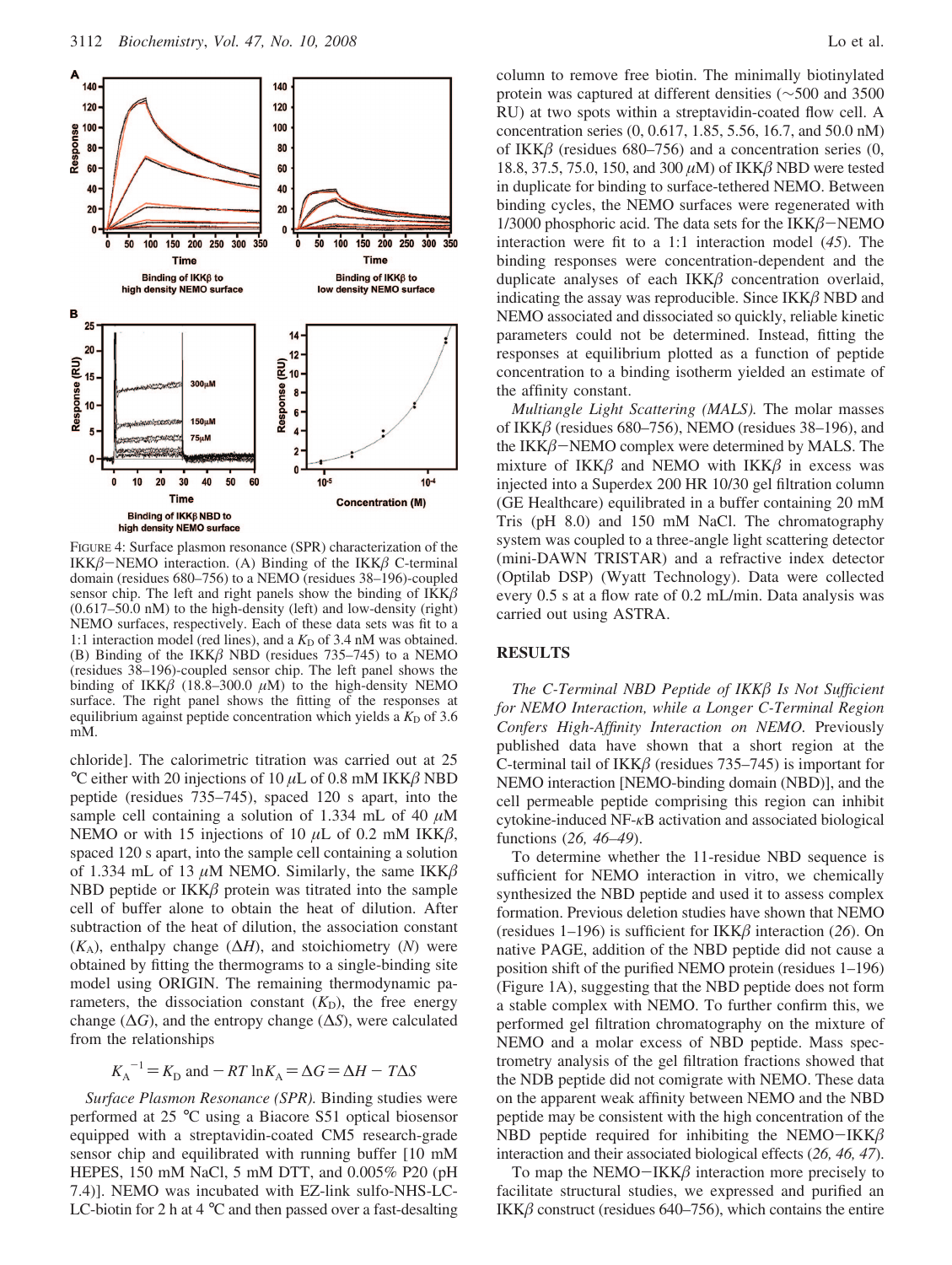FIGURE 4: Surface plasmon resonance (SPR) characterization of the IKKβ−NEMO interaction. (A) Binding of the IKKβ C-terminal domain (residues 680–756) to a NEMO (residues 38–196)-coupled sensor chip. The left and right panels show the binding of IKKβ (0.617–50.0 nM) to the high-density (left) and low-density (right) NEMO surfaces, respectively. Each of these data sets was fit to a 1:1 interaction model (red lines), and a $K_D$ of 3.4 nM was obtained. (B) Binding of the IKKβ NBD (residues 735–745) to a NEMO (residues 38–196)-coupled sensor chip. The left panel shows the binding of IKKβ (18.8–300.0 μM) to the high-density NEMO surface. The right panel shows the fitting of the responses at equilibrium against peptide concentration which yields a $K_D$ of 3.6 mM.

chloride]. The calorimetric titration was carried out at 25 °C either with 20 injections of 10 μL of 0.8 mM IKKβ NBD peptide (residues 735–745), spaced 120 s apart, into the sample cell containing a solution of 1.334 mL of 40 μM NEMO or with 15 injections of 10 μL of 0.2 mM IKKβ, spaced 120 s apart, into the sample cell containing a solution of 1.334 mL of 13 μM NEMO. Similarly, the same IKKβ NBD peptide or IKKβ protein was titrated into the sample cell of buffer alone to obtain the heat of dilution. After subtraction of the heat of dilution, the association constant ($K_A$), enthalpy change ($\Delta H$), and stoichiometry ($N$) were obtained by fitting the thermograms to a single-binding site model using ORIGIN. The remaining thermodynamic parameters, the dissociation constant ($K_D$), the free energy change ($\Delta G$), and the entropy change ($\Delta S$), were calculated from the relationships

$$K_A^{-1} = K_D \text{ and } -RT \ln K_A = \Delta G = \Delta H - T\Delta S$$

*Surface Plasmon Resonance (SPR).* Binding studies were performed at 25 °C using a Biacore S51 optical biosensor equipped with a streptavidin-coated CM5 research-grade sensor chip and equilibrated with running buffer [10 mM HEPES, 150 mM NaCl, 5 mM DTT, and 0.005% P20 (pH 7.4)]. NEMO was incubated with EZ-link sulfo-NHS-LC-LC-biotin for 2 h at 4 °C and then passed over a fast-desalting column to remove free biotin. The minimally biotinylated protein was captured at different densities (~500 and 3500 RU) at two spots within a streptavidin-coated flow cell. A concentration series (0, 0.617, 1.85, 5.56, 16.7, and 50.0 nM) of IKKβ (residues 680–756) and a concentration series (0, 18.8, 37.5, 75.0, 150, and 300 μM) of IKKβ NBD were tested in duplicate for binding to surface-tethered NEMO. Between binding cycles, the NEMO surfaces were regenerated with 1/3000 phosphoric acid. The data sets for the IKKβ−NEMO interaction were fit to a 1:1 interaction model (*45*). The binding responses were concentration-dependent and the duplicate analyses of each IKKβ concentration overlaid, indicating the assay was reproducible. Since IKKβ NBD and NEMO associated and dissociated so quickly, reliable kinetic parameters could not be determined. Instead, fitting the responses at equilibrium plotted as a function of peptide concentration to a binding isotherm yielded an estimate of the affinity constant.

*Multiangle Light Scattering (MALS).* The molar masses of IKKβ (residues 680–756), NEMO (residues 38–196), and the IKKβ−NEMO complex were determined by MALS. The mixture of IKKβ and NEMO with IKKβ in excess was injected into a Superdex 200 HR 10/30 gel filtration column (GE Healthcare) equilibrated in a buffer containing 20 mM Tris (pH 8.0) and 150 mM NaCl. The chromatography system was coupled to a three-angle light scattering detector (mini-DAWN TRISTAR) and a refractive index detector (Optilab DSP) (Wyatt Technology). Data were collected every 0.5 s at a flow rate of 0.2 mL/min. Data analysis was carried out using ASTRA.

## RESULTS

*The C-Terminal NBD Peptide of IKKβ Is Not Sufficient for NEMO Interaction, while a Longer C-Terminal Region Confers High-Affinity Interaction on NEMO.* Previously published data have shown that a short region at the C-terminal tail of IKKβ (residues 735–745) is important for NEMO interaction [NEMO-binding domain (NBD)], and the cell permeable peptide comprising this region can inhibit cytokine-induced NF-κB activation and associated biological functions (*26, 46–49*).

To determine whether the 11-residue NBD sequence is sufficient for NEMO interaction in vitro, we chemically synthesized the NBD peptide and used it to assess complex formation. Previous deletion studies have shown that NEMO (residues 1–196) is sufficient for IKKβ interaction (*26*). On native PAGE, addition of the NBD peptide did not cause a position shift of the purified NEMO protein (residues 1–196) (Figure 1A), suggesting that the NBD peptide does not form a stable complex with NEMO. To further confirm this, we performed gel filtration chromatography on the mixture of NEMO and a molar excess of NBD peptide. Mass spectrometry analysis of the gel filtration fractions showed that the NDB peptide did not comigrate with NEMO. These data on the apparent weak affinity between NEMO and the NBD peptide may be consistent with the high concentration of the NBD peptide required for inhibiting the NEMO−IKKβ interaction and their associated biological effects (*26, 46, 47*).

To map the NEMO−IKKβ interaction more precisely to facilitate structural studies, we expressed and purified an IKKβ construct (residues 640–756), which contains the entire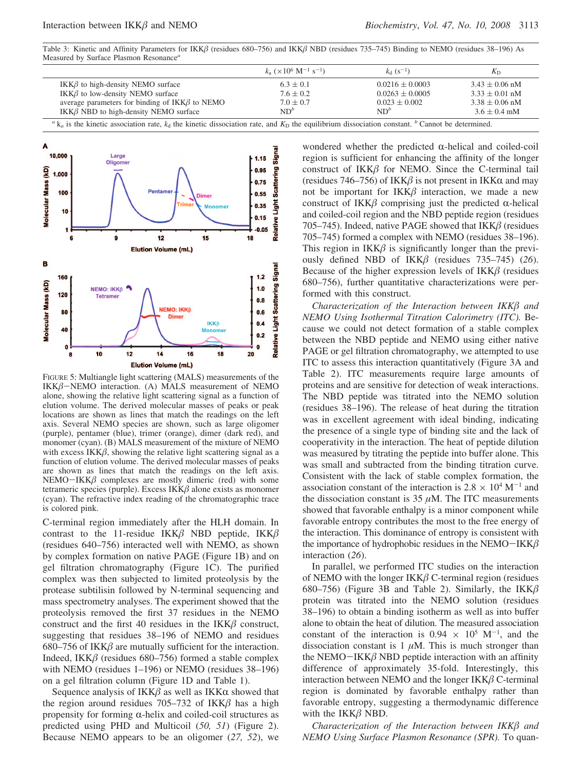Table 3: Kinetic and Affinity Parameters for IKKβ (residues 680–756) and IKKβ NBD (residues 735–745) Binding to NEMO (residues 38–196) As Measured by Surface Plasmon Resonance[a]

| | $k_a$ ($\times 10^6$ $M^{-1}$ $s^{-1}$) | $k_d$ ($s^{-1}$) | $K_D$ |
|---|---|---|---|
| IKKβ to high-density NEMO surface | 6.3 ± 0.1 | 0.0216 ± 0.0003 | 3.43 ± 0.06 nM |
| IKKβ to low-density NEMO surface | 7.6 ± 0.2 | 0.0263 ± 0.0005 | 3.33 ± 0.01 nM |
| average parameters for binding of IKKβ to NEMO | 7.0 ± 0.7 | 0.023 ± 0.002 | 3.38 ± 0.06 nM |
| IKKβ NBD to high-density NEMO surface | ND[b] | ND[b] | 3.6 ± 0.4 mM |

[a] $k_a$ is the kinetic association rate, $k_d$ the kinetic dissociation rate, and $K_D$ the equilibrium dissociation constant. [b] Cannot be determined.

FIGURE 5: Multiangle light scattering (MALS) measurements of the IKKβ−NEMO interaction. (A) MALS measurement of NEMO alone, showing the relative light scattering signal as a function of elution volume. The derived molecular masses of peaks or peak locations are shown as lines that match the readings on the left axis. Several NEMO species are shown, such as large oligomer (purple), pentamer (blue), trimer (orange), dimer (dark red), and monomer (cyan). (B) MALS measurement of the mixture of NEMO with excess IKKβ, showing the relative light scattering signal as a function of elution volume. The derived molecular masses of peaks are shown as lines that match the readings on the left axis. NEMO−IKKβ complexes are mostly dimeric (red) with some tetrameric species (purple). Excess IKKβ alone exists as monomer (cyan). The refractive index reading of the chromatographic trace is colored pink.

C-terminal region immediately after the HLH domain. In contrast to the 11-residue IKKβ NBD peptide, IKKβ (residues 640–756) interacted well with NEMO, as shown by complex formation on native PAGE (Figure 1B) and on gel filtration chromatography (Figure 1C). The purified complex was then subjected to limited proteolysis by the protease subtilisin followed by N-terminal sequencing and mass spectrometry analyses. The experiment showed that the proteolysis removed the first 37 residues in the NEMO construct and the first 40 residues in the IKKβ construct, suggesting that residues 38–196 of NEMO and residues 680–756 of IKKβ are mutually sufficient for the interaction. Indeed, IKKβ (residues 680–756) formed a stable complex with NEMO (residues 1–196) or NEMO (residues 38–196) on a gel filtration column (Figure 1D and Table 1).

Sequence analysis of IKKβ as well as IKKα showed that the region around residues 705–732 of IKKβ has a high propensity for forming α-helix and coiled-coil structures as predicted using PHD and Multicoil (*50, 51*) (Figure 2). Because NEMO appears to be an oligomer (*27, 52*), we wondered whether the predicted α-helical and coiled-coil region is sufficient for enhancing the affinity of the longer construct of IKKβ for NEMO. Since the C-terminal tail (residues 746–756) of IKKβ is not present in IKKα and may not be important for IKKβ interaction, we made a new construct of IKKβ comprising just the predicted α-helical and coiled-coil region and the NBD peptide region (residues 705–745). Indeed, native PAGE showed that IKKβ (residues 705–745) formed a complex with NEMO (residues 38–196). This region in IKKβ is significantly longer than the previously defined NBD of IKKβ (residues 735–745) (*26*). Because of the higher expression levels of IKKβ (residues 680–756), further quantitative characterizations were performed with this construct.

*Characterization of the Interaction between IKKβ and NEMO Using Isothermal Titration Calorimetry (ITC).* Because we could not detect formation of a stable complex between the NBD peptide and NEMO using either native PAGE or gel filtration chromatography, we attempted to use ITC to assess this interaction quantitatively (Figure 3A and Table 2). ITC measurements require large amounts of proteins and are sensitive for detection of weak interactions. The NBD peptide was titrated into the NEMO solution (residues 38–196). The release of heat during the titration was in excellent agreement with ideal binding, indicating the presence of a single type of binding site and the lack of cooperativity in the interaction. The heat of peptide dilution was measured by titrating the peptide into buffer alone. This was small and subtracted from the binding titration curve. Consistent with the lack of stable complex formation, the association constant of the interaction is $2.8 \times 10^4$ $M^{-1}$ and the dissociation constant is 35 μM. The ITC measurements showed that favorable enthalpy is a minor component while favorable entropy contributes the most to the free energy of the interaction. This dominance of entropy is consistent with the importance of hydrophobic residues in the NEMO−IKKβ interaction (*26*).

In parallel, we performed ITC studies on the interaction of NEMO with the longer IKKβ C-terminal region (residues 680–756) (Figure 3B and Table 2). Similarly, the IKKβ protein was titrated into the NEMO solution (residues 38–196) to obtain a binding isotherm as well as into buffer alone to obtain the heat of dilution. The measured association constant of the interaction is $0.94 \times 10^5$ $M^{-1}$, and the dissociation constant is 1 μM. This is much stronger than the NEMO−IKKβ NBD peptide interaction with an affinity difference of approximately 35-fold. Interestingly, this interaction between NEMO and the longer IKKβ C-terminal region is dominated by favorable enthalpy rather than favorable entropy, suggesting a thermodynamic difference with the IKKβ NBD.

*Characterization of the Interaction between IKKβ and NEMO Using Surface Plasmon Resonance (SPR).* To quan-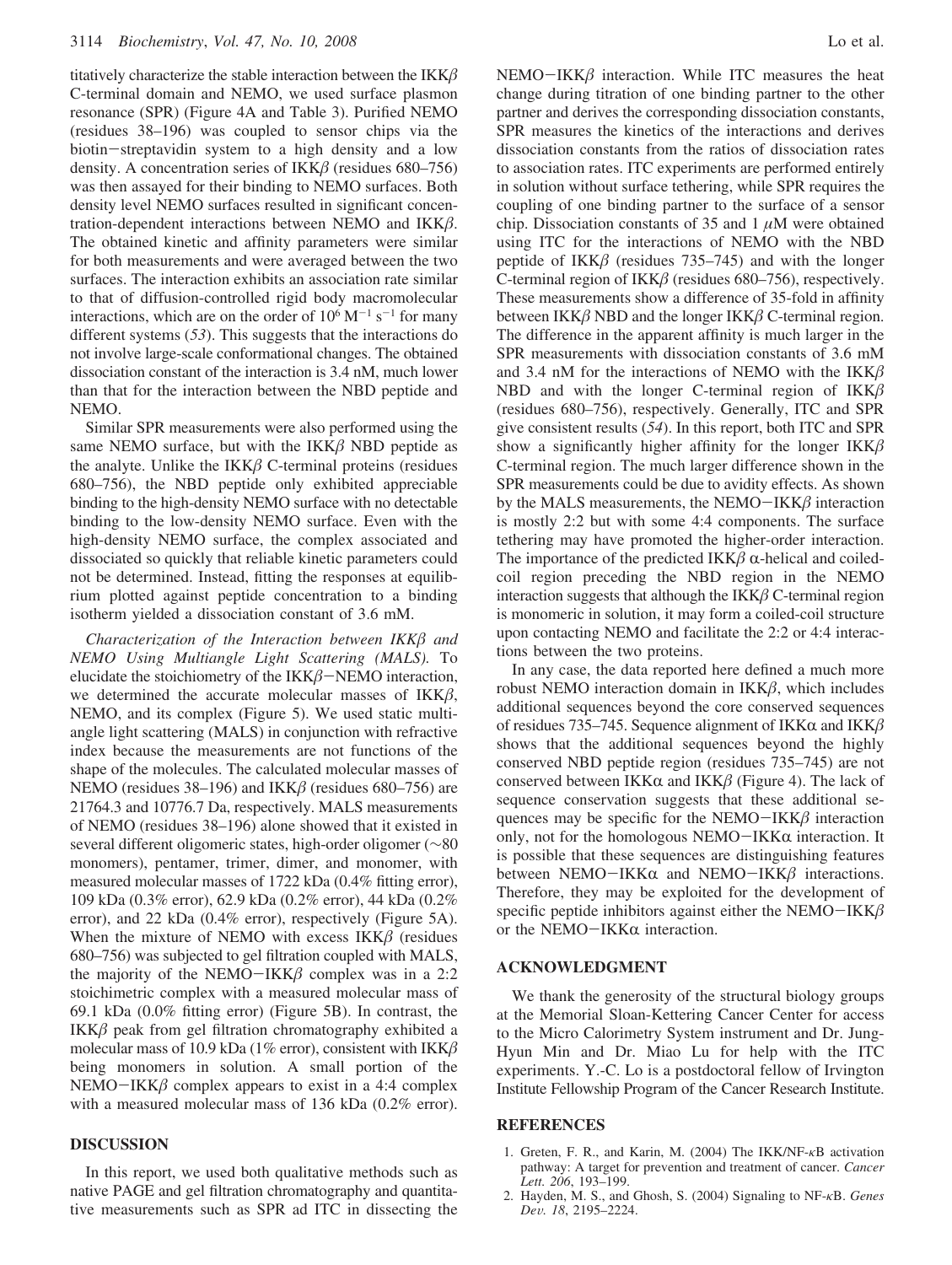titatively characterize the stable interaction between the IKKβ C-terminal domain and NEMO, we used surface plasmon resonance (SPR) (Figure 4A and Table 3). Purified NEMO (residues 38–196) was coupled to sensor chips via the biotin−streptavidin system to a high density and a low density. A concentration series of IKKβ (residues 680–756) was then assayed for their binding to NEMO surfaces. Both density level NEMO surfaces resulted in significant concentration-dependent interactions between NEMO and IKKβ. The obtained kinetic and affinity parameters were similar for both measurements and were averaged between the two surfaces. The interaction exhibits an association rate similar to that of diffusion-controlled rigid body macromolecular interactions, which are on the order of $10^6$ $M^{-1}$ $s^{-1}$ for many different systems (*53*). This suggests that the interactions do not involve large-scale conformational changes. The obtained dissociation constant of the interaction is 3.4 nM, much lower than that for the interaction between the NBD peptide and NEMO.

Similar SPR measurements were also performed using the same NEMO surface, but with the IKKβ NBD peptide as the analyte. Unlike the IKKβ C-terminal proteins (residues 680–756), the NBD peptide only exhibited appreciable binding to the high-density NEMO surface with no detectable binding to the low-density NEMO surface. Even with the high-density NEMO surface, the complex associated and dissociated so quickly that reliable kinetic parameters could not be determined. Instead, fitting the responses at equilibrium plotted against peptide concentration to a binding isotherm yielded a dissociation constant of 3.6 mM.

*Characterization of the Interaction between IKKβ and NEMO Using Multiangle Light Scattering (MALS).* To elucidate the stoichiometry of the IKKβ−NEMO interaction, we determined the accurate molecular masses of IKKβ, NEMO, and its complex (Figure 5). We used static multiangle light scattering (MALS) in conjunction with refractive index because the measurements are not functions of the shape of the molecules. The calculated molecular masses of NEMO (residues 38–196) and IKKβ (residues 680–756) are 21764.3 and 10776.7 Da, respectively. MALS measurements of NEMO (residues 38–196) alone showed that it existed in several different oligomeric states, high-order oligomer (~80 monomers), pentamer, trimer, dimer, and monomer, with measured molecular masses of 1722 kDa (0.4% fitting error), 109 kDa (0.3% error), 62.9 kDa (0.2% error), 44 kDa (0.2% error), and 22 kDa (0.4% error), respectively (Figure 5A). When the mixture of NEMO with excess IKKβ (residues 680–756) was subjected to gel filtration coupled with MALS, the majority of the NEMO−IKKβ complex was in a 2:2 stoichimetric complex with a measured molecular mass of 69.1 kDa (0.0% fitting error) (Figure 5B). In contrast, the IKKβ peak from gel filtration chromatography exhibited a molecular mass of 10.9 kDa (1% error), consistent with IKKβ being monomers in solution. A small portion of the NEMO−IKKβ complex appears to exist in a 4:4 complex with a measured molecular mass of 136 kDa (0.2% error).

## DISCUSSION

In this report, we used both qualitative methods such as native PAGE and gel filtration chromatography and quantitative measurements such as SPR ad ITC in dissecting the NEMO−IKKβ interaction. While ITC measures the heat change during titration of one binding partner to the other partner and derives the corresponding dissociation constants, SPR measures the kinetics of the interactions and derives dissociation constants from the ratios of dissociation rates to association rates. ITC experiments are performed entirely in solution without surface tethering, while SPR requires the coupling of one binding partner to the surface of a sensor chip. Dissociation constants of 35 and 1 μM were obtained using ITC for the interactions of NEMO with the NBD peptide of IKKβ (residues 735–745) and with the longer C-terminal region of IKKβ (residues 680–756), respectively. These measurements show a difference of 35-fold in affinity between IKKβ NBD and the longer IKKβ C-terminal region. The difference in the apparent affinity is much larger in the SPR measurements with dissociation constants of 3.6 mM and 3.4 nM for the interactions of NEMO with the IKKβ NBD and with the longer C-terminal region of IKKβ (residues 680–756), respectively. Generally, ITC and SPR give consistent results (*54*). In this report, both ITC and SPR show a significantly higher affinity for the longer IKKβ C-terminal region. The much larger difference shown in the SPR measurements could be due to avidity effects. As shown by the MALS measurements, the NEMO−IKKβ interaction is mostly 2:2 but with some 4:4 components. The surface tethering may have promoted the higher-order interaction. The importance of the predicted IKKβ α-helical and coiled-coil region preceding the NBD region in the NEMO interaction suggests that although the IKKβ C-terminal region is monomeric in solution, it may form a coiled-coil structure upon contacting NEMO and facilitate the 2:2 or 4:4 interactions between the two proteins.

In any case, the data reported here defined a much more robust NEMO interaction domain in IKKβ, which includes additional sequences beyond the core conserved sequences of residues 735–745. Sequence alignment of IKKα and IKKβ shows that the additional sequences beyond the highly conserved NBD peptide region (residues 735–745) are not conserved between IKKα and IKKβ (Figure 4). The lack of sequence conservation suggests that these additional sequences may be specific for the NEMO−IKKβ interaction only, not for the homologous NEMO−IKKα interaction. It is possible that these sequences are distinguishing features between NEMO−IKKα and NEMO−IKKβ interactions. Therefore, they may be exploited for the development of specific peptide inhibitors against either the NEMO−IKKβ or the NEMO−IKKα interaction.

## ACKNOWLEDGMENT

We thank the generosity of the structural biology groups at the Memorial Sloan-Kettering Cancer Center for access to the Micro Calorimetry System instrument and Dr. Jung-Hyun Min and Dr. Miao Lu for help with the ITC experiments. Y.-C. Lo is a postdoctoral fellow of Irvington Institute Fellowship Program of the Cancer Research Institute.

## REFERENCES

1. Greten, F. R., and Karin, M. (2004) The IKK/NF-κB activation pathway: A target for prevention and treatment of cancer. *Cancer Lett. 206*, 193–199.
2. Hayden, M. S., and Ghosh, S. (2004) Signaling to NF-κB. *Genes Dev. 18*, 2195–2224.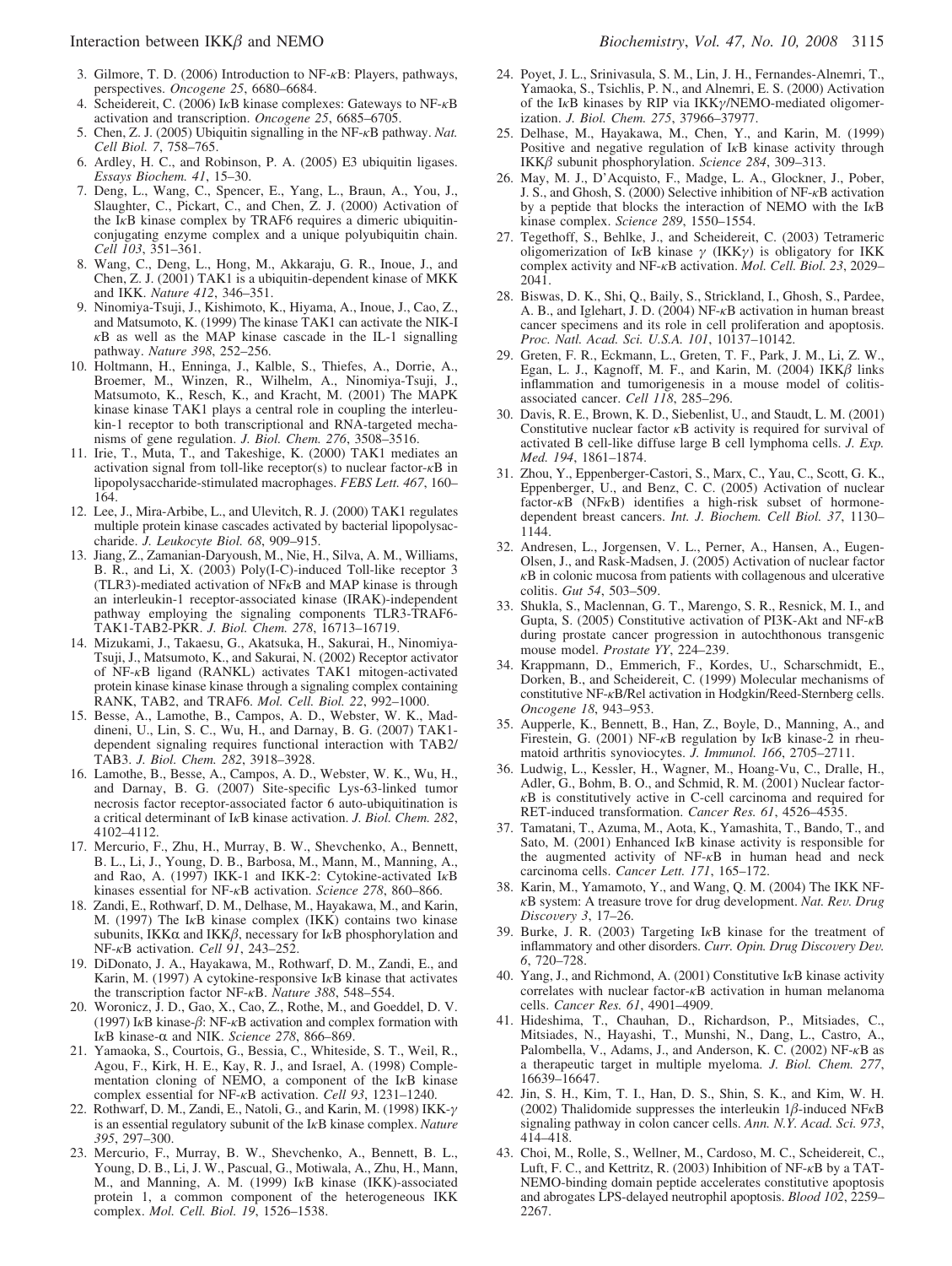3. Gilmore, T. D. (2006) Introduction to NF-κB: Players, pathways, perspectives. *Oncogene 25*, 6680–6684.
4. Scheidereit, C. (2006) IκB kinase complexes: Gateways to NF-κB activation and transcription. *Oncogene 25*, 6685–6705.
5. Chen, Z. J. (2005) Ubiquitin signalling in the NF-κB pathway. *Nat. Cell Biol. 7*, 758–765.
6. Ardley, H. C., and Robinson, P. A. (2005) E3 ubiquitin ligases. *Essays Biochem. 41*, 15–30.
7. Deng, L., Wang, C., Spencer, E., Yang, L., Braun, A., You, J., Slaughter, C., Pickart, C., and Chen, Z. J. (2000) Activation of the IκB kinase complex by TRAF6 requires a dimeric ubiquitin-conjugating enzyme complex and a unique polyubiquitin chain. *Cell 103*, 351–361.
8. Wang, C., Deng, L., Hong, M., Akkaraju, G. R., Inoue, J., and Chen, Z. J. (2001) TAK1 is a ubiquitin-dependent kinase of MKK and IKK. *Nature 412*, 346–351.
9. Ninomiya-Tsuji, J., Kishimoto, K., Hiyama, A., Inoue, J., Cao, Z., and Matsumoto, K. (1999) The kinase TAK1 can activate the NIK-I κB as well as the MAP kinase cascade in the IL-1 signalling pathway. *Nature 398*, 252–256.
10. Holtmann, H., Enninga, J., Kalble, S., Thiefes, A., Dorrie, A., Broemer, M., Winzen, R., Wilhelm, A., Ninomiya-Tsuji, J., Matsumoto, K., Resch, K., and Kracht, M. (2001) The MAPK kinase kinase TAK1 plays a central role in coupling the interleukin-1 receptor to both transcriptional and RNA-targeted mechanisms of gene regulation. *J. Biol. Chem. 276*, 3508–3516.
11. Irie, T., Muta, T., and Takeshige, K. (2000) TAK1 mediates an activation signal from toll-like receptor(s) to nuclear factor-κB in lipopolysaccharide-stimulated macrophages. *FEBS Lett. 467*, 160–164.
12. Lee, J., Mira-Arbibe, L., and Ulevitch, R. J. (2000) TAK1 regulates multiple protein kinase cascades activated by bacterial lipopolysaccharide. *J. Leukocyte Biol. 68*, 909–915.
13. Jiang, Z., Zamanian-Daryoush, M., Nie, H., Silva, A. M., Williams, B. R., and Li, X. (2003) Poly(I-C)-induced Toll-like receptor 3 (TLR3)-mediated activation of NFκB and MAP kinase is through an interleukin-1 receptor-associated kinase (IRAK)-independent pathway employing the signaling components TLR3-TRAF6-TAK1-TAB2-PKR. *J. Biol. Chem. 278*, 16713–16719.
14. Mizukami, J., Takaesu, G., Akatsuka, H., Sakurai, H., Ninomiya-Tsuji, J., Matsumoto, K., and Sakurai, N. (2002) Receptor activator of NF-κB ligand (RANKL) activates TAK1 mitogen-activated protein kinase kinase kinase through a signaling complex containing RANK, TAB2, and TRAF6. *Mol. Cell. Biol. 22*, 992–1000.
15. Besse, A., Lamothe, B., Campos, A. D., Webster, W. K., Maddineni, U., Lin, S. C., Wu, H., and Darnay, B. G. (2007) TAK1-dependent signaling requires functional interaction with TAB2/TAB3. *J. Biol. Chem. 282*, 3918–3928.
16. Lamothe, B., Besse, A., Campos, A. D., Webster, W. K., Wu, H., and Darnay, B. G. (2007) Site-specific Lys-63-linked tumor necrosis factor receptor-associated factor 6 auto-ubiquitination is a critical determinant of IκB kinase activation. *J. Biol. Chem. 282*, 4102–4112.
17. Mercurio, F., Zhu, H., Murray, B. W., Shevchenko, A., Bennett, B. L., Li, J., Young, D. B., Barbosa, M., Mann, M., Manning, A., and Rao, A. (1997) IKK-1 and IKK-2: Cytokine-activated IκB kinases essential for NF-κB activation. *Science 278*, 860–866.
18. Zandi, E., Rothwarf, D. M., Delhase, M., Hayakawa, M., and Karin, M. (1997) The IκB kinase complex (IKK) contains two kinase subunits, IKKα and IKKβ, necessary for IκB phosphorylation and NF-κB activation. *Cell 91*, 243–252.
19. DiDonato, J. A., Hayakawa, M., Rothwarf, D. M., Zandi, E., and Karin, M. (1997) A cytokine-responsive IκB kinase that activates the transcription factor NF-κB. *Nature 388*, 548–554.
20. Woronicz, J. D., Gao, X., Cao, Z., Rothe, M., and Goeddel, D. V. (1997) IκB kinase-β: NF-κB activation and complex formation with IκB kinase-α and NIK. *Science 278*, 866–869.
21. Yamaoka, S., Courtois, G., Bessia, C., Whiteside, S. T., Weil, R., Agou, F., Kirk, H. E., Kay, R. J., and Israel, A. (1998) Complementation cloning of NEMO, a component of the IκB kinase complex essential for NF-κB activation. *Cell 93*, 1231–1240.
22. Rothwarf, D. M., Zandi, E., Natoli, G., and Karin, M. (1998) IKK-γ is an essential regulatory subunit of the IκB kinase complex. *Nature 395*, 297–300.
23. Mercurio, F., Murray, B. W., Shevchenko, A., Bennett, B. L., Young, D. B., Li, J. W., Pascual, G., Motiwala, A., Zhu, H., Mann, M., and Manning, A. M. (1999) IκB kinase (IKK)-associated protein 1, a common component of the heterogeneous IKK complex. *Mol. Cell. Biol. 19*, 1526–1538.
24. Poyet, J. L., Srinivasula, S. M., Lin, J. H., Fernandes-Alnemri, T., Yamaoka, S., Tsichlis, P. N., and Alnemri, E. S. (2000) Activation of the IκB kinases by RIP via IKKγ/NEMO-mediated oligomerization. *J. Biol. Chem. 275*, 37966–37977.
25. Delhase, M., Hayakawa, M., Chen, Y., and Karin, M. (1999) Positive and negative regulation of IκB kinase activity through IKKβ subunit phosphorylation. *Science 284*, 309–313.
26. May, M. J., D'Acquisto, F., Madge, L. A., Glockner, J., Pober, J. S., and Ghosh, S. (2000) Selective inhibition of NF-κB activation by a peptide that blocks the interaction of NEMO with the IκB kinase complex. *Science 289*, 1550–1554.
27. Tegethoff, S., Behlke, J., and Scheidereit, C. (2003) Tetrameric oligomerization of IκB kinase γ (IKKγ) is obligatory for IKK complex activity and NF-κB activation. *Mol. Cell. Biol. 23*, 2029–2041.
28. Biswas, D. K., Shi, Q., Baily, S., Strickland, I., Ghosh, S., Pardee, A. B., and Iglehart, J. D. (2004) NF-κB activation in human breast cancer specimens and its role in cell proliferation and apoptosis. *Proc. Natl. Acad. Sci. U.S.A. 101*, 10137–10142.
29. Greten, F. R., Eckmann, L., Greten, T. F., Park, J. M., Li, Z. W., Egan, L. J., Kagnoff, M. F., and Karin, M. (2004) IKKβ links inflammation and tumorigenesis in a mouse model of colitis-associated cancer. *Cell 118*, 285–296.
30. Davis, R. E., Brown, K. D., Siebenlist, U., and Staudt, L. M. (2001) Constitutive nuclear factor κB activity is required for survival of activated B cell-like diffuse large B cell lymphoma cells. *J. Exp. Med. 194*, 1861–1874.
31. Zhou, Y., Eppenberger-Castori, S., Marx, C., Yau, C., Scott, G. K., Eppenberger, U., and Benz, C. C. (2005) Activation of nuclear factor-κB (NFκB) identifies a high-risk subset of hormone-dependent breast cancers. *Int. J. Biochem. Cell Biol. 37*, 1130–1144.
32. Andresen, L., Jorgensen, V. L., Perner, A., Hansen, A., Eugen-Olsen, J., and Rask-Madsen, J. (2005) Activation of nuclear factor κB in colonic mucosa from patients with collagenous and ulcerative colitis. *Gut 54*, 503–509.
33. Shukla, S., Maclennan, G. T., Marengo, S. R., Resnick, M. I., and Gupta, S. (2005) Constitutive activation of PI3K-Akt and NF-κB during prostate cancer progression in autochthonous transgenic mouse model. *Prostate YY*, 224–239.
34. Krappmann, D., Emmerich, F., Kordes, U., Scharschmidt, E., Dorken, B., and Scheidereit, C. (1999) Molecular mechanisms of constitutive NF-κB/Rel activation in Hodgkin/Reed-Sternberg cells. *Oncogene 18*, 943–953.
35. Aupperle, K., Bennett, B., Han, Z., Boyle, D., Manning, A., and Firestein, G. (2001) NF-κB regulation by IκB kinase-2 in rheumatoid arthritis synoviocytes. *J. Immunol. 166*, 2705–2711.
36. Ludwig, L., Kessler, H., Wagner, M., Hoang-Vu, C., Dralle, H., Adler, G., Bohm, B. O., and Schmid, R. M. (2001) Nuclear factor-κB is constitutively active in C-cell carcinoma and required for RET-induced transformation. *Cancer Res. 61*, 4526–4535.
37. Tamatani, T., Azuma, M., Aota, K., Yamashita, T., Bando, T., and Sato, M. (2001) Enhanced IκB kinase activity is responsible for the augmented activity of NF-κB in human head and neck carcinoma cells. *Cancer Lett. 171*, 165–172.
38. Karin, M., Yamamoto, Y., and Wang, Q. M. (2004) The IKK NF-κB system: A treasure trove for drug development. *Nat. Rev. Drug Discovery 3*, 17–26.
39. Burke, J. R. (2003) Targeting IκB kinase for the treatment of inflammatory and other disorders. *Curr. Opin. Drug Discovery Dev. 6*, 720–728.
40. Yang, J., and Richmond, A. (2001) Constitutive IκB kinase activity correlates with nuclear factor-κB activation in human melanoma cells. *Cancer Res. 61*, 4901–4909.
41. Hideshima, T., Chauhan, D., Richardson, P., Mitsiades, C., Mitsiades, N., Hayashi, T., Munshi, N., Dang, L., Castro, A., Palombella, V., Adams, J., and Anderson, K. C. (2002) NF-κB as a therapeutic target in multiple myeloma. *J. Biol. Chem. 277*, 16639–16647.
42. Jin, S. H., Kim, T. I., Han, D. S., Shin, S. K., and Kim, W. H. (2002) Thalidomide suppresses the interleukin 1β-induced NFκB signaling pathway in colon cancer cells. *Ann. N.Y. Acad. Sci. 973*, 414–418.
43. Choi, M., Rolle, S., Wellner, M., Cardoso, M. C., Scheidereit, C., Luft, F. C., and Kettritz, R. (2003) Inhibition of NF-κB by a TAT-NEMO-binding domain peptide accelerates constitutive apoptosis and abrogates LPS-delayed neutrophil apoptosis. *Blood 102*, 2259–2267.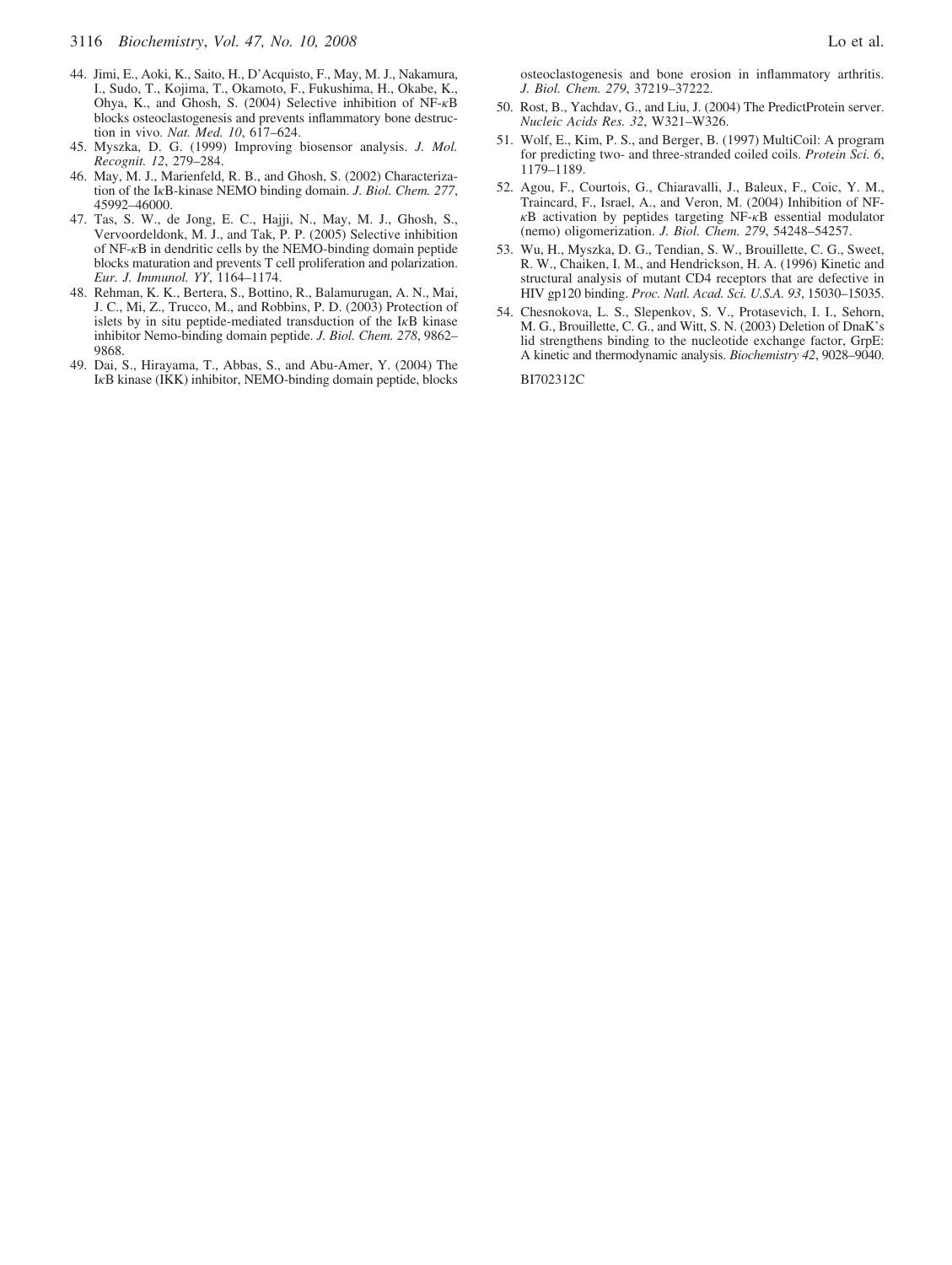44. Jimi, E., Aoki, K., Saito, H., D'Acquisto, F., May, M. J., Nakamura, I., Sudo, T., Kojima, T., Okamoto, F., Fukushima, H., Okabe, K., Ohya, K., and Ghosh, S. (2004) Selective inhibition of NF-κB blocks osteoclastogenesis and prevents inflammatory bone destruction in vivo. *Nat. Med. 10*, 617–624.
45. Myszka, D. G. (1999) Improving biosensor analysis. *J. Mol. Recognit. 12*, 279–284.
46. May, M. J., Marienfeld, R. B., and Ghosh, S. (2002) Characterization of the IκB-kinase NEMO binding domain. *J. Biol. Chem. 277*, 45992–46000.
47. Tas, S. W., de Jong, E. C., Hajji, N., May, M. J., Ghosh, S., Vervoordeldonk, M. J., and Tak, P. P. (2005) Selective inhibition of NF-κB in dendritic cells by the NEMO-binding domain peptide blocks maturation and prevents T cell proliferation and polarization. *Eur. J. Immunol. YY*, 1164–1174.
48. Rehman, K. K., Bertera, S., Bottino, R., Balamurugan, A. N., Mai, J. C., Mi, Z., Trucco, M., and Robbins, P. D. (2003) Protection of islets by in situ peptide-mediated transduction of the IκB kinase inhibitor Nemo-binding domain peptide. *J. Biol. Chem. 278*, 9862–9868.
49. Dai, S., Hirayama, T., Abbas, S., and Abu-Amer, Y. (2004) The IκB kinase (IKK) inhibitor, NEMO-binding domain peptide, blocks osteoclastogenesis and bone erosion in inflammatory arthritis. *J. Biol. Chem. 279*, 37219–37222.
50. Rost, B., Yachdav, G., and Liu, J. (2004) The PredictProtein server. *Nucleic Acids Res. 32*, W321–W326.
51. Wolf, E., Kim, P. S., and Berger, B. (1997) MultiCoil: A program for predicting two- and three-stranded coiled coils. *Protein Sci. 6*, 1179–1189.
52. Agou, F., Courtois, G., Chiaravalli, J., Baleux, F., Coic, Y. M., Traincard, F., Israel, A., and Veron, M. (2004) Inhibition of NF-κB activation by peptides targeting NF-κB essential modulator (nemo) oligomerization. *J. Biol. Chem. 279*, 54248–54257.
53. Wu, H., Myszka, D. G., Tendian, S. W., Brouillette, C. G., Sweet, R. W., Chaiken, I. M., and Hendrickson, H. A. (1996) Kinetic and structural analysis of mutant CD4 receptors that are defective in HIV gp120 binding. *Proc. Natl. Acad. Sci. U.S.A. 93*, 15030–15035.
54. Chesnokova, L. S., Slepenkov, S. V., Protasevich, I. I., Sehorn, M. G., Brouillette, C. G., and Witt, S. N. (2003) Deletion of DnaK's lid strengthens binding to the nucleotide exchange factor, GrpE: A kinetic and thermodynamic analysis. *Biochemistry 42*, 9028–9040.

BI702312C